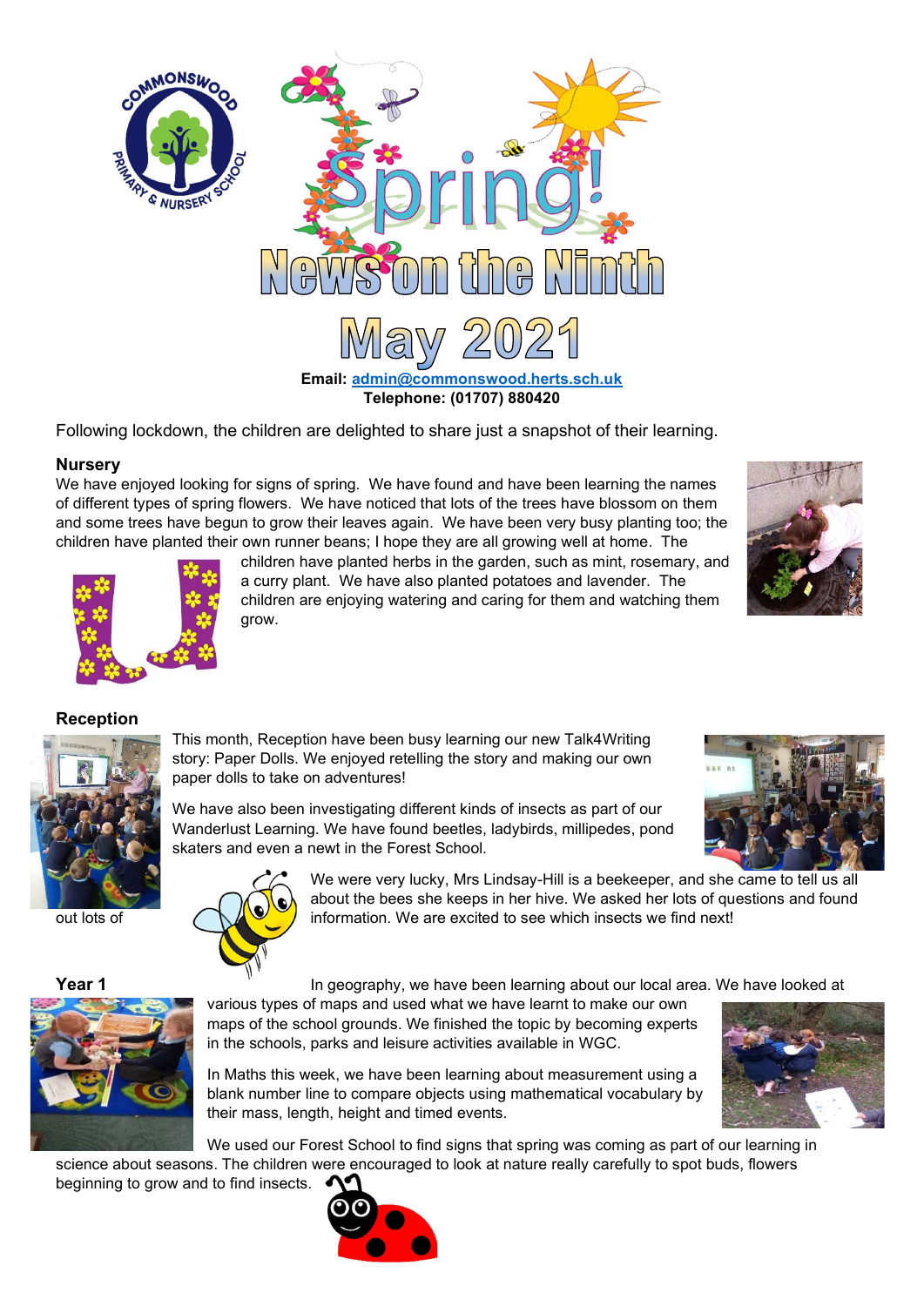# Spring! News on the Ninth May 2021

**Email: admin@commonswood.herts.sch.uk**
**Telephone: (01707) 880420**

Following lockdown, the children are delighted to share just a snapshot of their learning.

## Nursery

We have enjoyed looking for signs of spring. We have found and have been learning the names of different types of spring flowers. We have noticed that lots of the trees have blossom on them and some trees have begun to grow their leaves again. We have been very busy planting too; the children have planted their own runner beans; I hope they are all growing well at home. The children have planted herbs in the garden, such as mint, rosemary, and a curry plant. We have also planted potatoes and lavender. The children are enjoying watering and caring for them and watching them grow.

## Reception

This month, Reception have been busy learning our new Talk4Writing story: Paper Dolls. We enjoyed retelling the story and making our own paper dolls to take on adventures!

We have also been investigating different kinds of insects as part of our Wanderlust Learning. We have found beetles, ladybirds, millipedes, pond skaters and even a newt in the Forest School.

We were very lucky, Mrs Lindsay-Hill is a beekeeper, and she came to tell us all about the bees she keeps in her hive. We asked her lots of questions and found out lots of information. We are excited to see which insects we find next!

## Year 1

In geography, we have been learning about our local area. We have looked at various types of maps and used what we have learnt to make our own maps of the school grounds. We finished the topic by becoming experts in the schools, parks and leisure activities available in WGC.

In Maths this week, we have been learning about measurement using a blank number line to compare objects using mathematical vocabulary by their mass, length, height and timed events.

We used our Forest School to find signs that spring was coming as part of our learning in science about seasons. The children were encouraged to look at nature really carefully to spot buds, flowers beginning to grow and to find insects.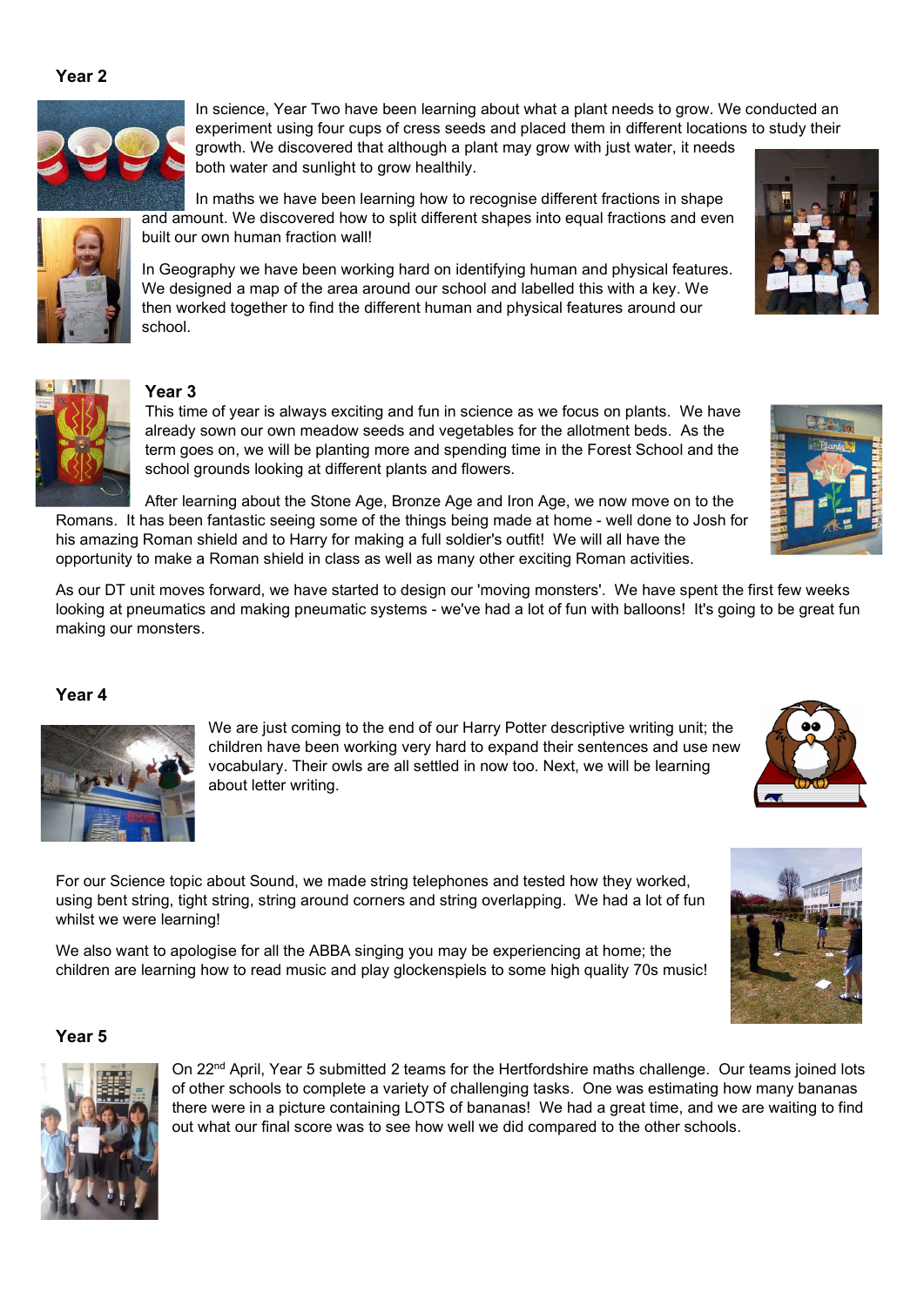## Year 2

In science, Year Two have been learning about what a plant needs to grow. We conducted an experiment using four cups of cress seeds and placed them in different locations to study their growth. We discovered that although a plant may grow with just water, it needs both water and sunlight to grow healthily.

In maths we have been learning how to recognise different fractions in shape and amount. We discovered how to split different shapes into equal fractions and even built our own human fraction wall!

In Geography we have been working hard on identifying human and physical features. We designed a map of the area around our school and labelled this with a key. We then worked together to find the different human and physical features around our school.

## Year 3

This time of year is always exciting and fun in science as we focus on plants. We have already sown our own meadow seeds and vegetables for the allotment beds. As the term goes on, we will be planting more and spending time in the Forest School and the school grounds looking at different plants and flowers.

After learning about the Stone Age, Bronze Age and Iron Age, we now move on to the Romans. It has been fantastic seeing some of the things being made at home - well done to Josh for his amazing Roman shield and to Harry for making a full soldier's outfit! We will all have the opportunity to make a Roman shield in class as well as many other exciting Roman activities.

As our DT unit moves forward, we have started to design our 'moving monsters'. We have spent the first few weeks looking at pneumatics and making pneumatic systems - we've had a lot of fun with balloons! It's going to be great fun making our monsters.

## Year 4

We are just coming to the end of our Harry Potter descriptive writing unit; the children have been working very hard to expand their sentences and use new vocabulary. Their owls are all settled in now too. Next, we will be learning about letter writing.

For our Science topic about Sound, we made string telephones and tested how they worked, using bent string, tight string, string around corners and string overlapping. We had a lot of fun whilst we were learning!

We also want to apologise for all the ABBA singing you may be experiencing at home; the children are learning how to read music and play glockenspiels to some high quality 70s music!

## Year 5

On 22nd April, Year 5 submitted 2 teams for the Hertfordshire maths challenge. Our teams joined lots of other schools to complete a variety of challenging tasks. One was estimating how many bananas there were in a picture containing LOTS of bananas! We had a great time, and we are waiting to find out what our final score was to see how well we did compared to the other schools.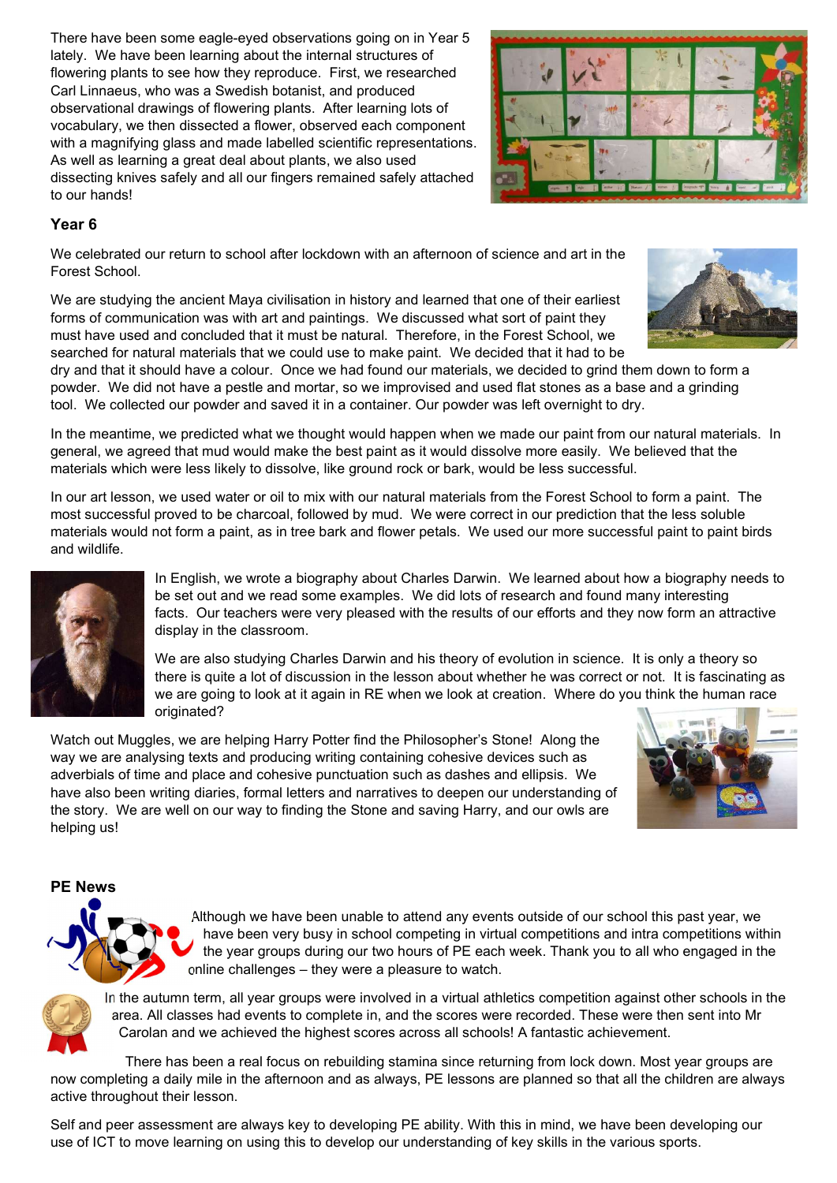There have been some eagle-eyed observations going on in Year 5 lately. We have been learning about the internal structures of flowering plants to see how they reproduce. First, we researched Carl Linnaeus, who was a Swedish botanist, and produced observational drawings of flowering plants. After learning lots of vocabulary, we then dissected a flower, observed each component with a magnifying glass and made labelled scientific representations. As well as learning a great deal about plants, we also used dissecting knives safely and all our fingers remained safely attached to our hands!

### Year 6

We celebrated our return to school after lockdown with an afternoon of science and art in the Forest School.

We are studying the ancient Maya civilisation in history and learned that one of their earliest forms of communication was with art and paintings. We discussed what sort of paint they must have used and concluded that it must be natural. Therefore, in the Forest School, we searched for natural materials that we could use to make paint. We decided that it had to be dry and that it should have a colour. Once we had found our materials, we decided to grind them down to form a powder. We did not have a pestle and mortar, so we improvised and used flat stones as a base and a grinding tool. We collected our powder and saved it in a container. Our powder was left overnight to dry.

In the meantime, we predicted what we thought would happen when we made our paint from our natural materials. In general, we agreed that mud would make the best paint as it would dissolve more easily. We believed that the materials which were less likely to dissolve, like ground rock or bark, would be less successful.

In our art lesson, we used water or oil to mix with our natural materials from the Forest School to form a paint. The most successful proved to be charcoal, followed by mud. We were correct in our prediction that the less soluble materials would not form a paint, as in tree bark and flower petals. We used our more successful paint to paint birds and wildlife.

In English, we wrote a biography about Charles Darwin. We learned about how a biography needs to be set out and we read some examples. We did lots of research and found many interesting facts. Our teachers were very pleased with the results of our efforts and they now form an attractive display in the classroom.

We are also studying Charles Darwin and his theory of evolution in science. It is only a theory so there is quite a lot of discussion in the lesson about whether he was correct or not. It is fascinating as we are going to look at it again in RE when we look at creation. Where do you think the human race originated?

Watch out Muggles, we are helping Harry Potter find the Philosopher's Stone! Along the way we are analysing texts and producing writing containing cohesive devices such as adverbials of time and place and cohesive punctuation such as dashes and ellipsis. We have also been writing diaries, formal letters and narratives to deepen our understanding of the story. We are well on our way to finding the Stone and saving Harry, and our owls are helping us!

### PE News

Although we have been unable to attend any events outside of our school this past year, we have been very busy in school competing in virtual competitions and intra competitions within the year groups during our two hours of PE each week. Thank you to all who engaged in the online challenges – they were a pleasure to watch.

In the autumn term, all year groups were involved in a virtual athletics competition against other schools in the area. All classes had events to complete in, and the scores were recorded. These were then sent into Mr Carolan and we achieved the highest scores across all schools! A fantastic achievement.

There has been a real focus on rebuilding stamina since returning from lock down. Most year groups are now completing a daily mile in the afternoon and as always, PE lessons are planned so that all the children are always active throughout their lesson.

Self and peer assessment are always key to developing PE ability. With this in mind, we have been developing our use of ICT to move learning on using this to develop our understanding of key skills in the various sports.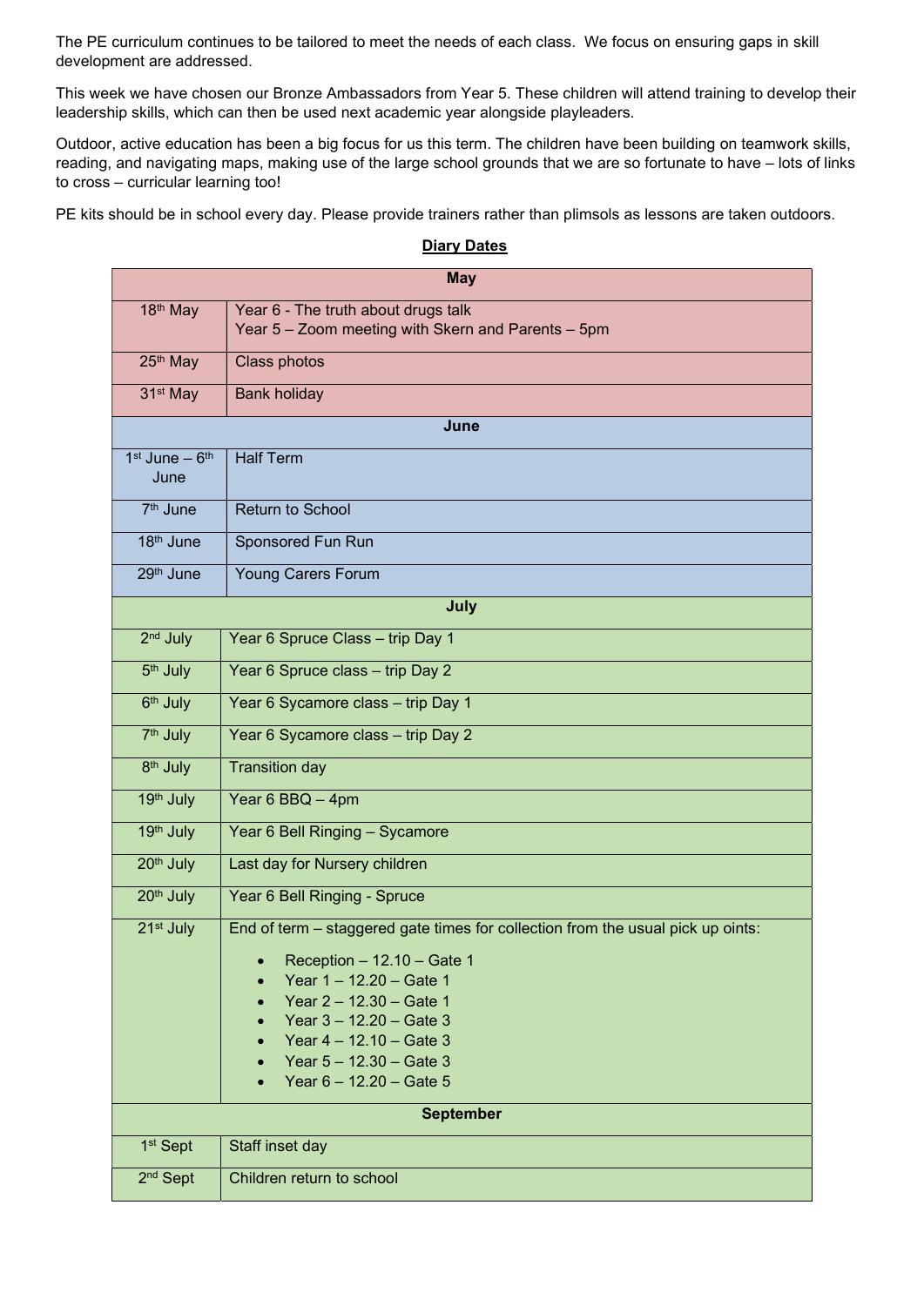The PE curriculum continues to be tailored to meet the needs of each class. We focus on ensuring gaps in skill development are addressed.

This week we have chosen our Bronze Ambassadors from Year 5. These children will attend training to develop their leadership skills, which can then be used next academic year alongside playleaders.

Outdoor, active education has been a big focus for us this term. The children have been building on teamwork skills, reading, and navigating maps, making use of the large school grounds that we are so fortunate to have – lots of links to cross – curricular learning too!

PE kits should be in school every day. Please provide trainers rather than plimsols as lessons are taken outdoors.

## Diary Dates

| **May** | |
|---|---|
| 18th May | Year 6 - The truth about drugs talk<br>Year 5 – Zoom meeting with Skern and Parents – 5pm |
| 25th May | Class photos |
| 31st May | Bank holiday |
| **June** | |
| 1st June – 6th June | Half Term |
| 7th June | Return to School |
| 18th June | Sponsored Fun Run |
| 29th June | Young Carers Forum |
| **July** | |
| 2nd July | Year 6 Spruce Class – trip Day 1 |
| 5th July | Year 6 Spruce class – trip Day 2 |
| 6th July | Year 6 Sycamore class – trip Day 1 |
| 7th July | Year 6 Sycamore class – trip Day 2 |
| 8th July | Transition day |
| 19th July | Year 6 BBQ – 4pm |
| 19th July | Year 6 Bell Ringing – Sycamore |
| 20th July | Last day for Nursery children |
| 20th July | Year 6 Bell Ringing - Spruce |
| 21st July | End of term – staggered gate times for collection from the usual pick up oints:<br>• Reception – 12.10 – Gate 1<br>• Year 1 – 12.20 – Gate 1<br>• Year 2 – 12.30 – Gate 1<br>• Year 3 – 12.20 – Gate 3<br>• Year 4 – 12.10 – Gate 3<br>• Year 5 – 12.30 – Gate 3<br>• Year 6 – 12.20 – Gate 5 |
| **September** | |
| 1st Sept | Staff inset day |
| 2nd Sept | Children return to school |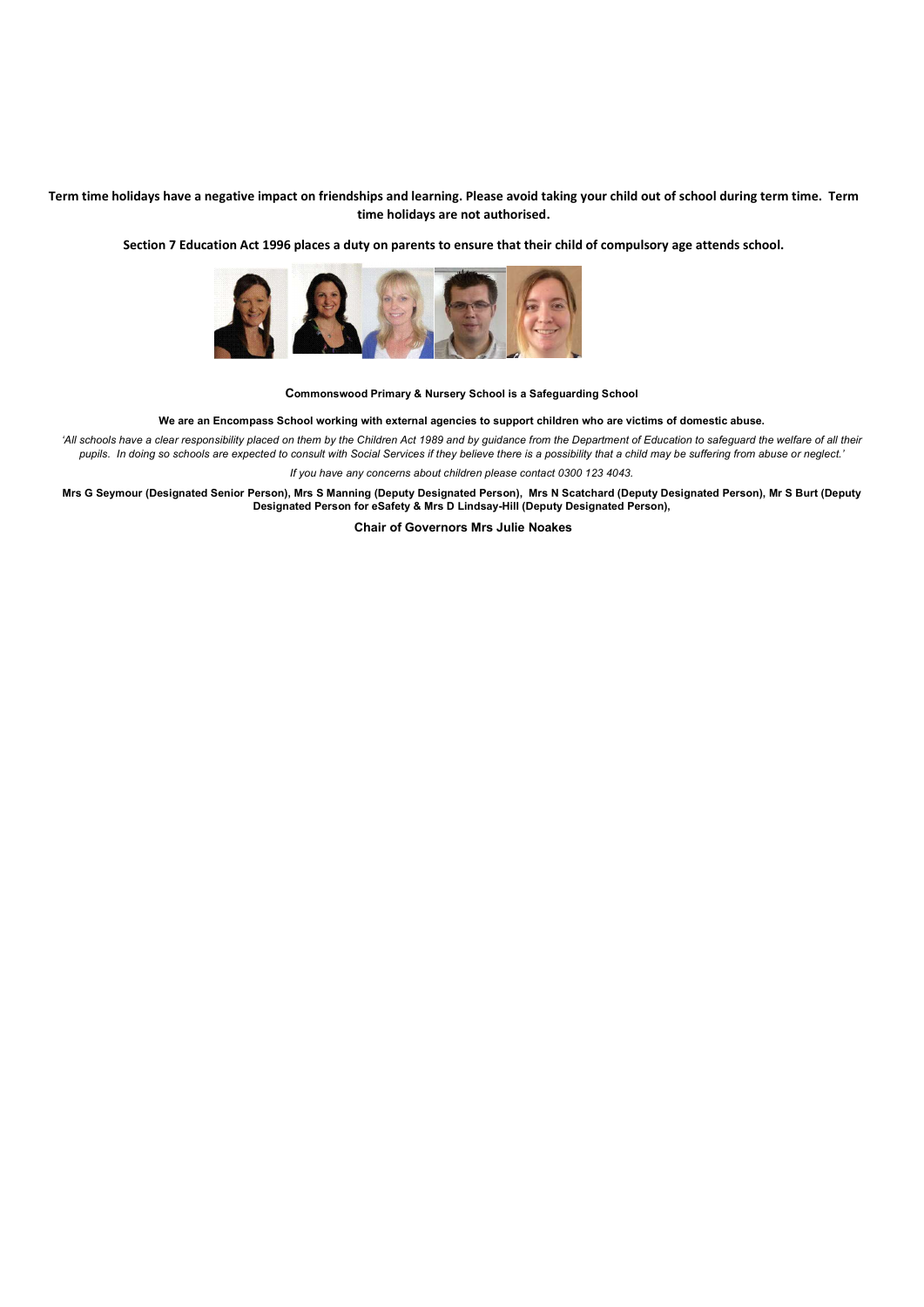**Term time holidays have a negative impact on friendships and learning. Please avoid taking your child out of school during term time. Term time holidays are not authorised.**

**Section 7 Education Act 1996 places a duty on parents to ensure that their child of compulsory age attends school.**

**Commonswood Primary & Nursery School is a Safeguarding School**

**We are an Encompass School working with external agencies to support children who are victims of domestic abuse.**

*'All schools have a clear responsibility placed on them by the Children Act 1989 and by guidance from the Department of Education to safeguard the welfare of all their pupils. In doing so schools are expected to consult with Social Services if they believe there is a possibility that a child may be suffering from abuse or neglect.'*

*If you have any concerns about children please contact 0300 123 4043.*

**Mrs G Seymour (Designated Senior Person), Mrs S Manning (Deputy Designated Person), Mrs N Scatchard (Deputy Designated Person), Mr S Burt (Deputy Designated Person for eSafety & Mrs D Lindsay-Hill (Deputy Designated Person),**

**Chair of Governors Mrs Julie Noakes**